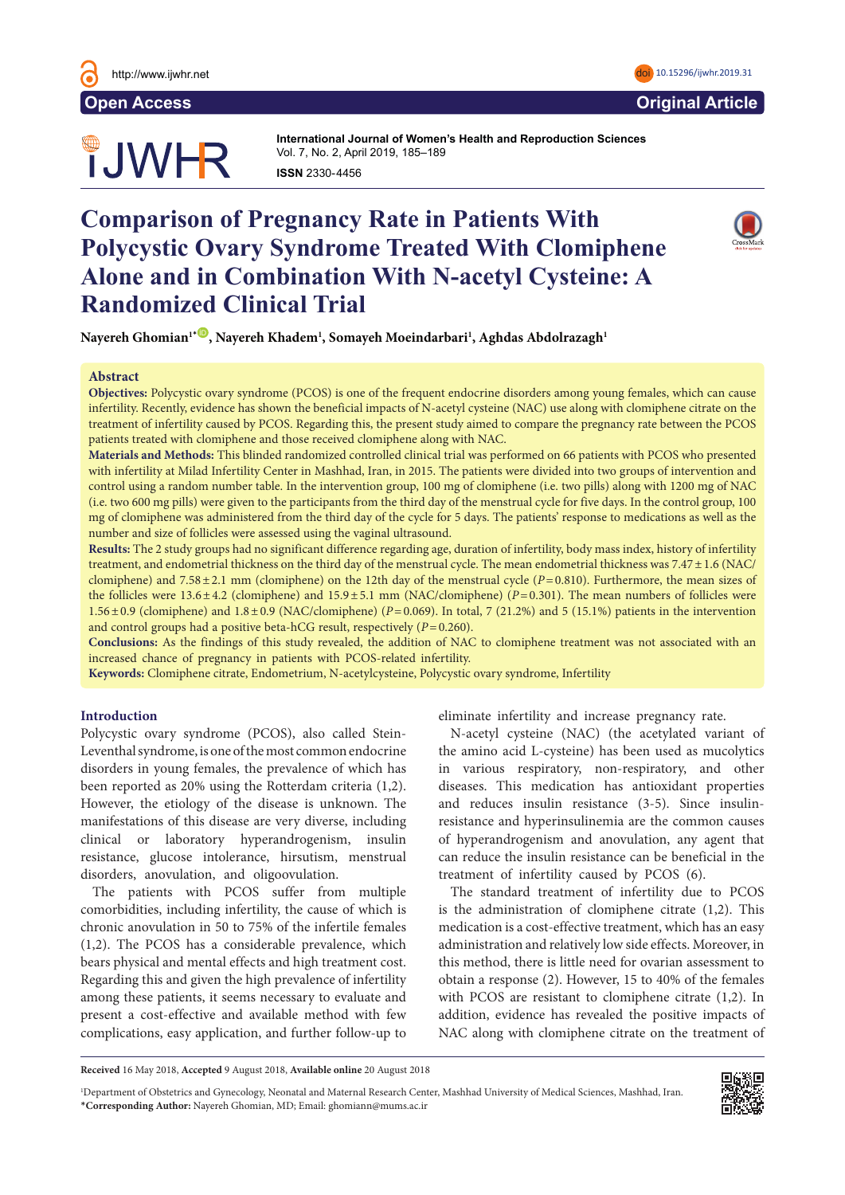Open Access | Original Article

# Comparison of Pregnancy Rate in Patients With Polycystic Ovary Syndrome Treated With Clomiphene Alone and in Combination With N-acetyl Cysteine: A Randomized Clinical Trial

**Nayereh Ghomian[1*], Nayereh Khadem[1], Somayeh Moeindarbari[1], Aghdas Abdolrazagh[1]**

## Abstract

**Objectives:** Polycystic ovary syndrome (PCOS) is one of the frequent endocrine disorders among young females, which can cause infertility. Recently, evidence has shown the beneficial impacts of N-acetyl cysteine (NAC) use along with clomiphene citrate on the treatment of infertility caused by PCOS. Regarding this, the present study aimed to compare the pregnancy rate between the PCOS patients treated with clomiphene and those received clomiphene along with NAC.

**Materials and Methods:** This blinded randomized controlled clinical trial was performed on 66 patients with PCOS who presented with infertility at Milad Infertility Center in Mashhad, Iran, in 2015. The patients were divided into two groups of intervention and control using a random number table. In the intervention group, 100 mg of clomiphene (i.e. two pills) along with 1200 mg of NAC (i.e. two 600 mg pills) were given to the participants from the third day of the menstrual cycle for five days. In the control group, 100 mg of clomiphene was administered from the third day of the cycle for 5 days. The patients' response to medications as well as the number and size of follicles were assessed using the vaginal ultrasound.

**Results:** The 2 study groups had no significant difference regarding age, duration of infertility, body mass index, history of infertility treatment, and endometrial thickness on the third day of the menstrual cycle. The mean endometrial thickness was 7.47 ± 1.6 (NAC/clomiphene) and 7.58 ± 2.1 mm (clomiphene) on the 12th day of the menstrual cycle ($P=0.810$). Furthermore, the mean sizes of the follicles were 13.6 ± 4.2 (clomiphene) and 15.9 ± 5.1 mm (NAC/clomiphene) ($P=0.301$). The mean numbers of follicles were 1.56 ± 0.9 (clomiphene) and 1.8 ± 0.9 (NAC/clomiphene) ($P=0.069$). In total, 7 (21.2%) and 5 (15.1%) patients in the intervention and control groups had a positive beta-hCG result, respectively ($P=0.260$).

**Conclusions:** As the findings of this study revealed, the addition of NAC to clomiphene treatment was not associated with an increased chance of pregnancy in patients with PCOS-related infertility.

**Keywords:** Clomiphene citrate, Endometrium, N-acetylcysteine, Polycystic ovary syndrome, Infertility

## Introduction

Polycystic ovary syndrome (PCOS), also called Stein-Leventhal syndrome, is one of the most common endocrine disorders in young females, the prevalence of which has been reported as 20% using the Rotterdam criteria (1,2). However, the etiology of the disease is unknown. The manifestations of this disease are very diverse, including clinical or laboratory hyperandrogenism, insulin resistance, glucose intolerance, hirsutism, menstrual disorders, anovulation, and oligoovulation.

The patients with PCOS suffer from multiple comorbidities, including infertility, the cause of which is chronic anovulation in 50 to 75% of the infertile females (1,2). The PCOS has a considerable prevalence, which bears physical and mental effects and high treatment cost. Regarding this and given the high prevalence of infertility among these patients, it seems necessary to evaluate and present a cost-effective and available method with few complications, easy application, and further follow-up to eliminate infertility and increase pregnancy rate.

N-acetyl cysteine (NAC) (the acetylated variant of the amino acid L-cysteine) has been used as mucolytics in various respiratory, non-respiratory, and other diseases. This medication has antioxidant properties and reduces insulin resistance (3-5). Since insulin-resistance and hyperinsulinemia are the common causes of hyperandrogenism and anovulation, any agent that can reduce the insulin resistance can be beneficial in the treatment of infertility caused by PCOS (6).

The standard treatment of infertility due to PCOS is the administration of clomiphene citrate (1,2). This medication is a cost-effective treatment, which has an easy administration and relatively low side effects. Moreover, in this method, there is little need for ovarian assessment to obtain a response (2). However, 15 to 40% of the females with PCOS are resistant to clomiphene citrate (1,2). In addition, evidence has revealed the positive impacts of NAC along with clomiphene citrate on the treatment of

**Received** 16 May 2018, **Accepted** 9 August 2018, **Available online** 20 August 2018

[1]Department of Obstetrics and Gynecology, Neonatal and Maternal Research Center, Mashhad University of Medical Sciences, Mashhad, Iran.
*Corresponding Author: Nayereh Ghomian, MD; Email: ghomiann@mums.ac.ir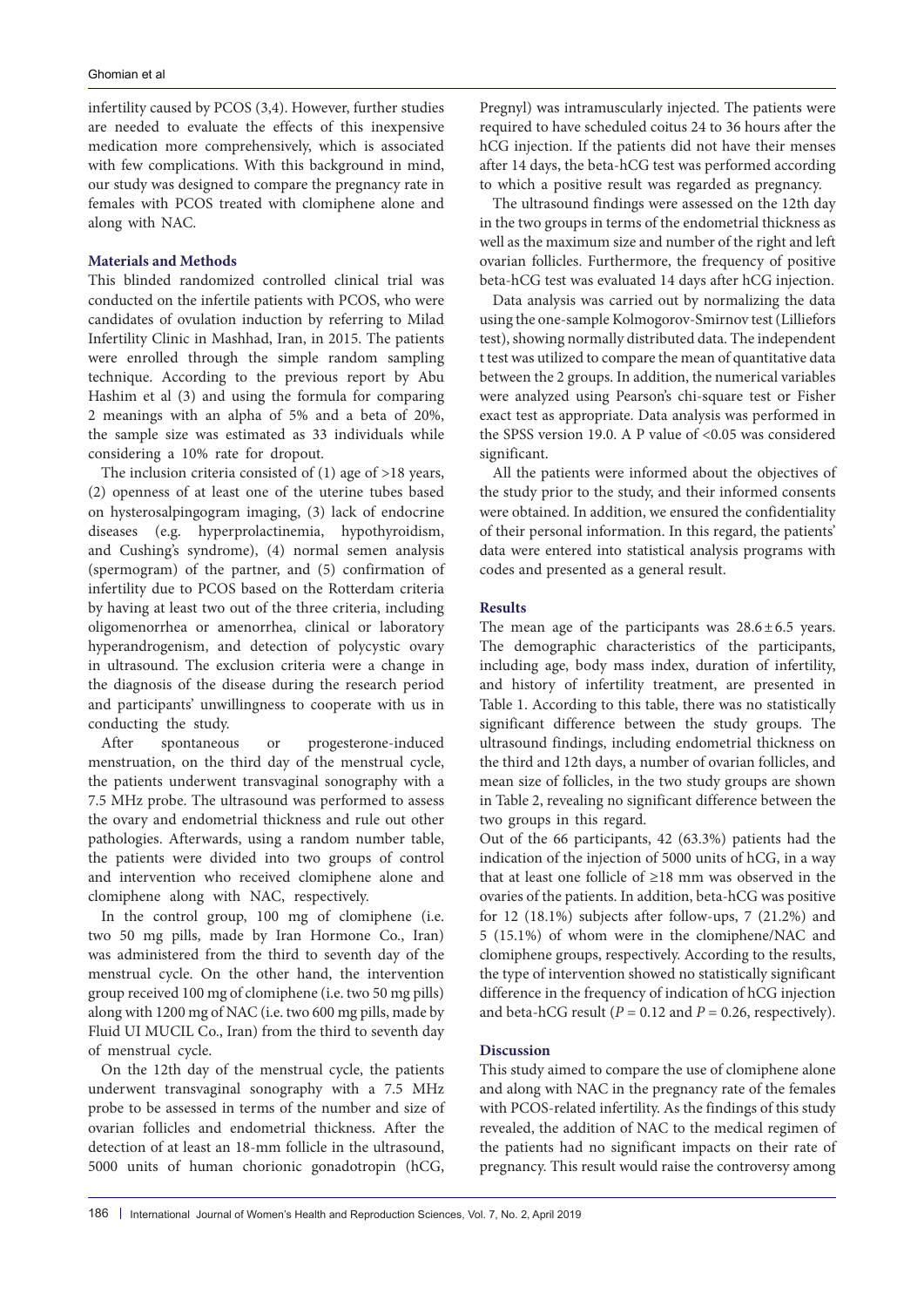infertility caused by PCOS (3,4). However, further studies are needed to evaluate the effects of this inexpensive medication more comprehensively, which is associated with few complications. With this background in mind, our study was designed to compare the pregnancy rate in females with PCOS treated with clomiphene alone and along with NAC.

## Materials and Methods

This blinded randomized controlled clinical trial was conducted on the infertile patients with PCOS, who were candidates of ovulation induction by referring to Milad Infertility Clinic in Mashhad, Iran, in 2015. The patients were enrolled through the simple random sampling technique. According to the previous report by Abu Hashim et al (3) and using the formula for comparing 2 meanings with an alpha of 5% and a beta of 20%, the sample size was estimated as 33 individuals while considering a 10% rate for dropout.

The inclusion criteria consisted of (1) age of >18 years, (2) openness of at least one of the uterine tubes based on hysterosalpingogram imaging, (3) lack of endocrine diseases (e.g. hyperprolactinemia, hypothyroidism, and Cushing's syndrome), (4) normal semen analysis (spermogram) of the partner, and (5) confirmation of infertility due to PCOS based on the Rotterdam criteria by having at least two out of the three criteria, including oligomenorrhea or amenorrhea, clinical or laboratory hyperandrogenism, and detection of polycystic ovary in ultrasound. The exclusion criteria were a change in the diagnosis of the disease during the research period and participants' unwillingness to cooperate with us in conducting the study.

After spontaneous or progesterone-induced menstruation, on the third day of the menstrual cycle, the patients underwent transvaginal sonography with a 7.5 MHz probe. The ultrasound was performed to assess the ovary and endometrial thickness and rule out other pathologies. Afterwards, using a random number table, the patients were divided into two groups of control and intervention who received clomiphene alone and clomiphene along with NAC, respectively.

In the control group, 100 mg of clomiphene (i.e. two 50 mg pills, made by Iran Hormone Co., Iran) was administered from the third to seventh day of the menstrual cycle. On the other hand, the intervention group received 100 mg of clomiphene (i.e. two 50 mg pills) along with 1200 mg of NAC (i.e. two 600 mg pills, made by Fluid UI MUCIL Co., Iran) from the third to seventh day of menstrual cycle.

On the 12th day of the menstrual cycle, the patients underwent transvaginal sonography with a 7.5 MHz probe to be assessed in terms of the number and size of ovarian follicles and endometrial thickness. After the detection of at least an 18-mm follicle in the ultrasound, 5000 units of human chorionic gonadotropin (hCG, Pregnyl) was intramuscularly injected. The patients were required to have scheduled coitus 24 to 36 hours after the hCG injection. If the patients did not have their menses after 14 days, the beta-hCG test was performed according to which a positive result was regarded as pregnancy.

The ultrasound findings were assessed on the 12th day in the two groups in terms of the endometrial thickness as well as the maximum size and number of the right and left ovarian follicles. Furthermore, the frequency of positive beta-hCG test was evaluated 14 days after hCG injection.

Data analysis was carried out by normalizing the data using the one-sample Kolmogorov-Smirnov test (Lilliefors test), showing normally distributed data. The independent t test was utilized to compare the mean of quantitative data between the 2 groups. In addition, the numerical variables were analyzed using Pearson's chi-square test or Fisher exact test as appropriate. Data analysis was performed in the SPSS version 19.0. A P value of <0.05 was considered significant.

All the patients were informed about the objectives of the study prior to the study, and their informed consents were obtained. In addition, we ensured the confidentiality of their personal information. In this regard, the patients' data were entered into statistical analysis programs with codes and presented as a general result.

## Results

The mean age of the participants was $28.6 \pm 6.5$ years. The demographic characteristics of the participants, including age, body mass index, duration of infertility, and history of infertility treatment, are presented in Table 1. According to this table, there was no statistically significant difference between the study groups. The ultrasound findings, including endometrial thickness on the third and 12th days, a number of ovarian follicles, and mean size of follicles, in the two study groups are shown in Table 2, revealing no significant difference between the two groups in this regard.

Out of the 66 participants, 42 (63.3%) patients had the indication of the injection of 5000 units of hCG, in a way that at least one follicle of ≥18 mm was observed in the ovaries of the patients. In addition, beta-hCG was positive for 12 (18.1%) subjects after follow-ups, 7 (21.2%) and 5 (15.1%) of whom were in the clomiphene/NAC and clomiphene groups, respectively. According to the results, the type of intervention showed no statistically significant difference in the frequency of indication of hCG injection and beta-hCG result ($P = 0.12$ and $P = 0.26$, respectively).

## Discussion

This study aimed to compare the use of clomiphene alone and along with NAC in the pregnancy rate of the females with PCOS-related infertility. As the findings of this study revealed, the addition of NAC to the medical regimen of the patients had no significant impacts on their rate of pregnancy. This result would raise the controversy among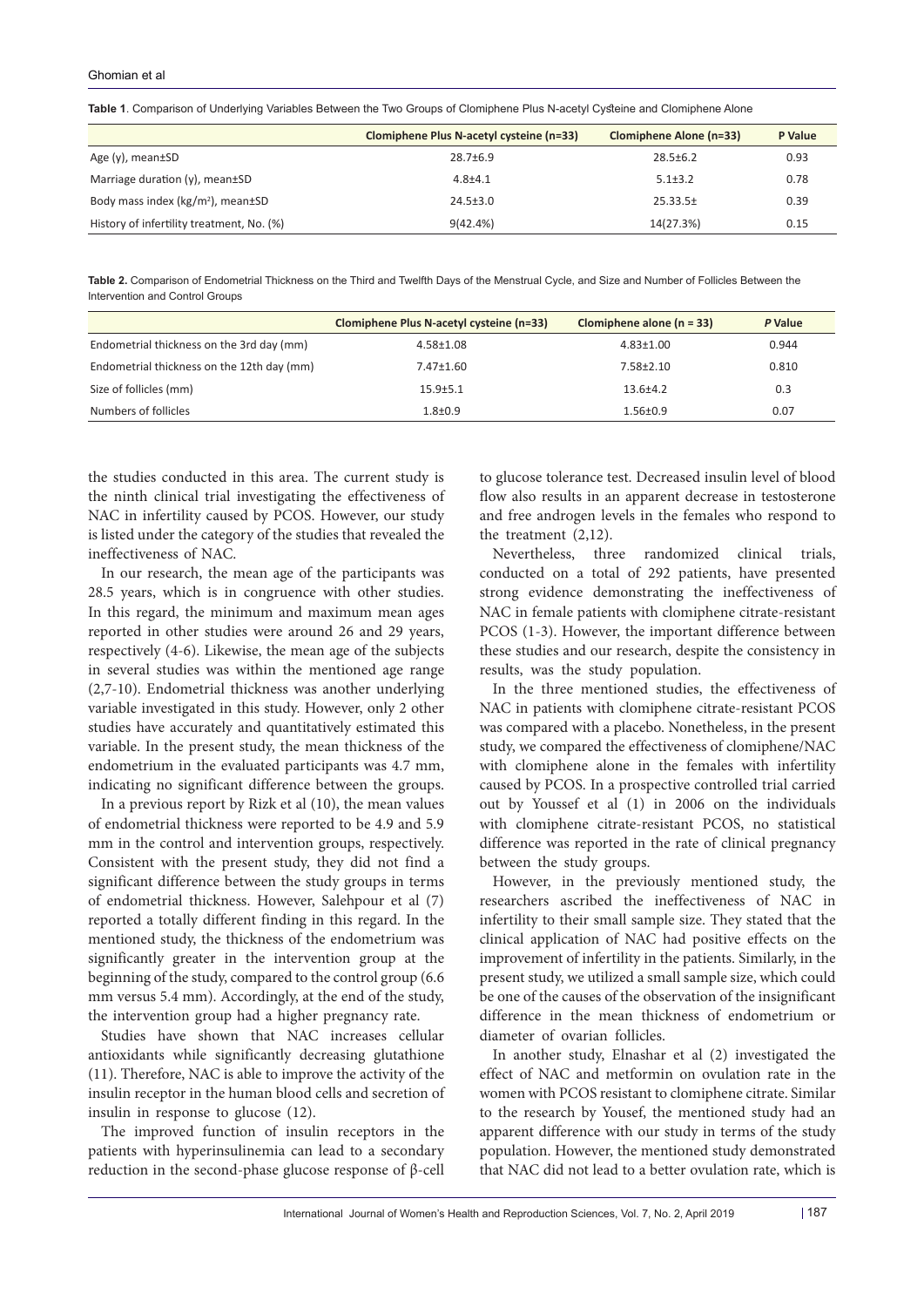**Table 1**. Comparison of Underlying Variables Between the Two Groups of Clomiphene Plus N-acetyl Cysteine and Clomiphene Alone

| | Clomiphene Plus N-acetyl cysteine (n=33) | Clomiphene Alone (n=33) | P Value |
|---|---|---|---|
| Age (y), mean±SD | 28.7±6.9 | 28.5±6.2 | 0.93 |
| Marriage duration (y), mean±SD | 4.8±4.1 | 5.1±3.2 | 0.78 |
| Body mass index (kg/m$^2$), mean±SD | 24.5±3.0 | 25.33.5± | 0.39 |
| History of infertility treatment, No. (%) | 9(42.4%) | 14(27.3%) | 0.15 |

**Table 2.** Comparison of Endometrial Thickness on the Third and Twelfth Days of the Menstrual Cycle, and Size and Number of Follicles Between the Intervention and Control Groups

| | Clomiphene Plus N-acetyl cysteine (n=33) | Clomiphene alone (n = 33) | *P* Value |
|---|---|---|---|
| Endometrial thickness on the 3rd day (mm) | 4.58±1.08 | 4.83±1.00 | 0.944 |
| Endometrial thickness on the 12th day (mm) | 7.47±1.60 | 7.58±2.10 | 0.810 |
| Size of follicles (mm) | 15.9±5.1 | 13.6±4.2 | 0.3 |
| Numbers of follicles | 1.8±0.9 | 1.56±0.9 | 0.07 |

the studies conducted in this area. The current study is the ninth clinical trial investigating the effectiveness of NAC in infertility caused by PCOS. However, our study is listed under the category of the studies that revealed the ineffectiveness of NAC.

In our research, the mean age of the participants was 28.5 years, which is in congruence with other studies. In this regard, the minimum and maximum mean ages reported in other studies were around 26 and 29 years, respectively (4-6). Likewise, the mean age of the subjects in several studies was within the mentioned age range (2,7-10). Endometrial thickness was another underlying variable investigated in this study. However, only 2 other studies have accurately and quantitatively estimated this variable. In the present study, the mean thickness of the endometrium in the evaluated participants was 4.7 mm, indicating no significant difference between the groups.

In a previous report by Rizk et al (10), the mean values of endometrial thickness were reported to be 4.9 and 5.9 mm in the control and intervention groups, respectively. Consistent with the present study, they did not find a significant difference between the study groups in terms of endometrial thickness. However, Salehpour et al (7) reported a totally different finding in this regard. In the mentioned study, the thickness of the endometrium was significantly greater in the intervention group at the beginning of the study, compared to the control group (6.6 mm versus 5.4 mm). Accordingly, at the end of the study, the intervention group had a higher pregnancy rate.

Studies have shown that NAC increases cellular antioxidants while significantly decreasing glutathione (11). Therefore, NAC is able to improve the activity of the insulin receptor in the human blood cells and secretion of insulin in response to glucose (12).

The improved function of insulin receptors in the patients with hyperinsulinemia can lead to a secondary reduction in the second-phase glucose response of β-cell to glucose tolerance test. Decreased insulin level of blood flow also results in an apparent decrease in testosterone and free androgen levels in the females who respond to the treatment (2,12).

Nevertheless, three randomized clinical trials, conducted on a total of 292 patients, have presented strong evidence demonstrating the ineffectiveness of NAC in female patients with clomiphene citrate-resistant PCOS (1-3). However, the important difference between these studies and our research, despite the consistency in results, was the study population.

In the three mentioned studies, the effectiveness of NAC in patients with clomiphene citrate-resistant PCOS was compared with a placebo. Nonetheless, in the present study, we compared the effectiveness of clomiphene/NAC with clomiphene alone in the females with infertility caused by PCOS. In a prospective controlled trial carried out by Youssef et al (1) in 2006 on the individuals with clomiphene citrate-resistant PCOS, no statistical difference was reported in the rate of clinical pregnancy between the study groups.

However, in the previously mentioned study, the researchers ascribed the ineffectiveness of NAC in infertility to their small sample size. They stated that the clinical application of NAC had positive effects on the improvement of infertility in the patients. Similarly, in the present study, we utilized a small sample size, which could be one of the causes of the observation of the insignificant difference in the mean thickness of endometrium or diameter of ovarian follicles.

In another study, Elnashar et al (2) investigated the effect of NAC and metformin on ovulation rate in the women with PCOS resistant to clomiphene citrate. Similar to the research by Yousef, the mentioned study had an apparent difference with our study in terms of the study population. However, the mentioned study demonstrated that NAC did not lead to a better ovulation rate, which is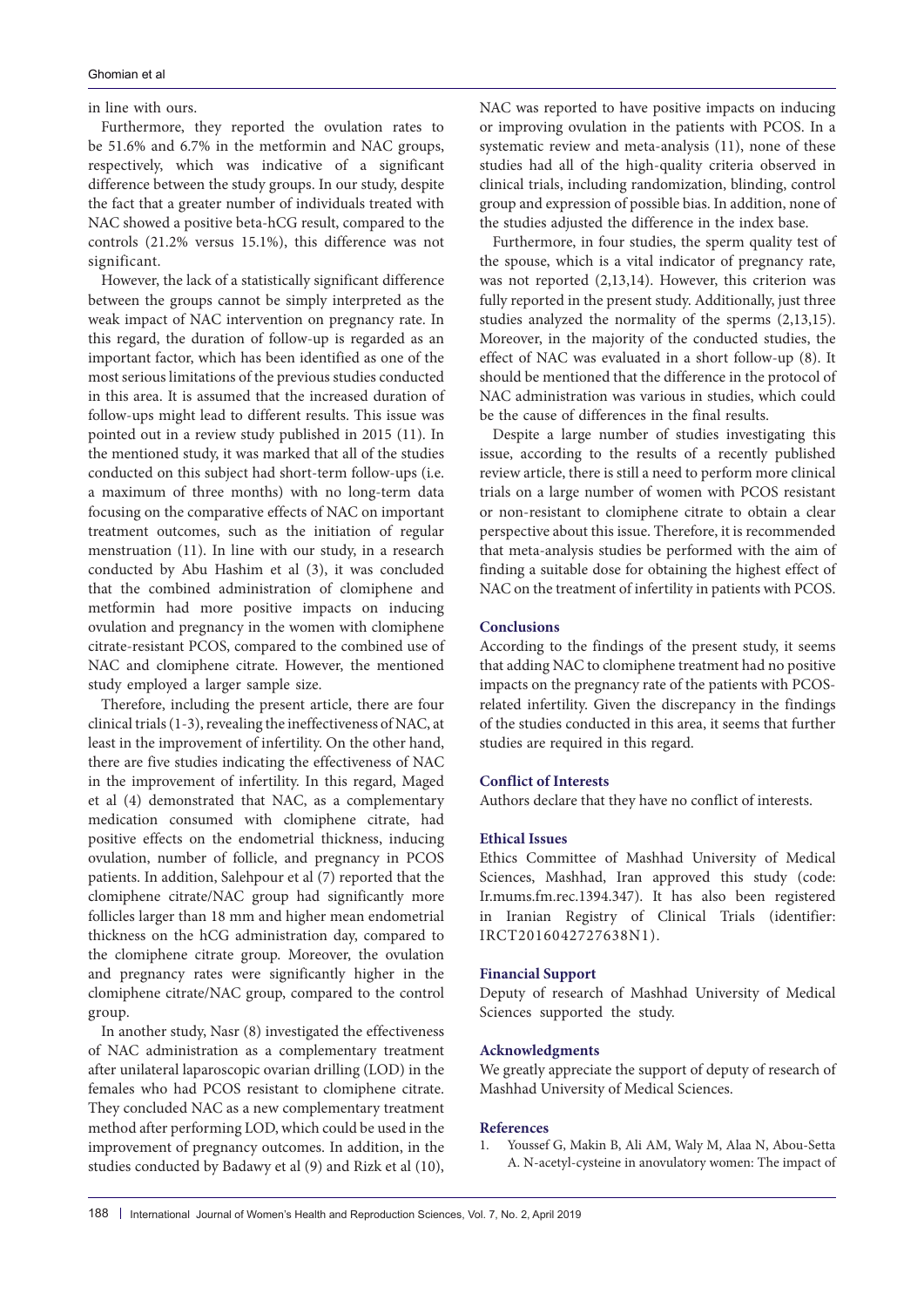in line with ours.

Furthermore, they reported the ovulation rates to be 51.6% and 6.7% in the metformin and NAC groups, respectively, which was indicative of a significant difference between the study groups. In our study, despite the fact that a greater number of individuals treated with NAC showed a positive beta-hCG result, compared to the controls (21.2% versus 15.1%), this difference was not significant.

However, the lack of a statistically significant difference between the groups cannot be simply interpreted as the weak impact of NAC intervention on pregnancy rate. In this regard, the duration of follow-up is regarded as an important factor, which has been identified as one of the most serious limitations of the previous studies conducted in this area. It is assumed that the increased duration of follow-ups might lead to different results. This issue was pointed out in a review study published in 2015 (11). In the mentioned study, it was marked that all of the studies conducted on this subject had short-term follow-ups (i.e. a maximum of three months) with no long-term data focusing on the comparative effects of NAC on important treatment outcomes, such as the initiation of regular menstruation (11). In line with our study, in a research conducted by Abu Hashim et al (3), it was concluded that the combined administration of clomiphene and metformin had more positive impacts on inducing ovulation and pregnancy in the women with clomiphene citrate-resistant PCOS, compared to the combined use of NAC and clomiphene citrate. However, the mentioned study employed a larger sample size.

Therefore, including the present article, there are four clinical trials (1-3), revealing the ineffectiveness of NAC, at least in the improvement of infertility. On the other hand, there are five studies indicating the effectiveness of NAC in the improvement of infertility. In this regard, Maged et al (4) demonstrated that NAC, as a complementary medication consumed with clomiphene citrate, had positive effects on the endometrial thickness, inducing ovulation, number of follicle, and pregnancy in PCOS patients. In addition, Salehpour et al (7) reported that the clomiphene citrate/NAC group had significantly more follicles larger than 18 mm and higher mean endometrial thickness on the hCG administration day, compared to the clomiphene citrate group. Moreover, the ovulation and pregnancy rates were significantly higher in the clomiphene citrate/NAC group, compared to the control group.

In another study, Nasr (8) investigated the effectiveness of NAC administration as a complementary treatment after unilateral laparoscopic ovarian drilling (LOD) in the females who had PCOS resistant to clomiphene citrate. They concluded NAC as a new complementary treatment method after performing LOD, which could be used in the improvement of pregnancy outcomes. In addition, in the studies conducted by Badawy et al (9) and Rizk et al (10), NAC was reported to have positive impacts on inducing or improving ovulation in the patients with PCOS. In a systematic review and meta-analysis (11), none of these studies had all of the high-quality criteria observed in clinical trials, including randomization, blinding, control group and expression of possible bias. In addition, none of the studies adjusted the difference in the index base.

Furthermore, in four studies, the sperm quality test of the spouse, which is a vital indicator of pregnancy rate, was not reported (2,13,14). However, this criterion was fully reported in the present study. Additionally, just three studies analyzed the normality of the sperms (2,13,15). Moreover, in the majority of the conducted studies, the effect of NAC was evaluated in a short follow-up (8). It should be mentioned that the difference in the protocol of NAC administration was various in studies, which could be the cause of differences in the final results.

Despite a large number of studies investigating this issue, according to the results of a recently published review article, there is still a need to perform more clinical trials on a large number of women with PCOS resistant or non-resistant to clomiphene citrate to obtain a clear perspective about this issue. Therefore, it is recommended that meta-analysis studies be performed with the aim of finding a suitable dose for obtaining the highest effect of NAC on the treatment of infertility in patients with PCOS.

## Conclusions

According to the findings of the present study, it seems that adding NAC to clomiphene treatment had no positive impacts on the pregnancy rate of the patients with PCOS-related infertility. Given the discrepancy in the findings of the studies conducted in this area, it seems that further studies are required in this regard.

## Conflict of Interests

Authors declare that they have no conflict of interests.

## Ethical Issues

Ethics Committee of Mashhad University of Medical Sciences, Mashhad, Iran approved this study (code: Ir.mums.fm.rec.1394.347). It has also been registered in Iranian Registry of Clinical Trials (identifier: IRCT2016042727638N1).

## Financial Support

Deputy of research of Mashhad University of Medical Sciences supported the study.

## Acknowledgments

We greatly appreciate the support of deputy of research of Mashhad University of Medical Sciences.

## References

1. Youssef G, Makin B, Ali AM, Waly M, Alaa N, Abou-Setta A. N-acetyl-cysteine in anovulatory women: The impact of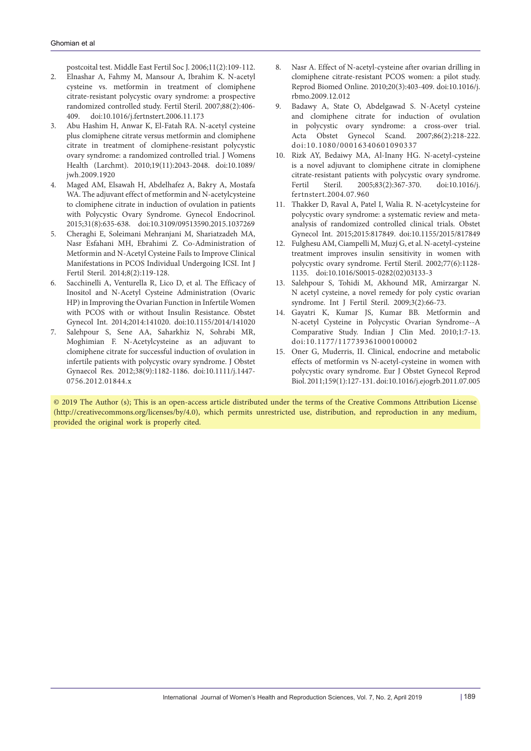postcoital test. Middle East Fertil Soc J. 2006;11(2):109-112.

2. Elnashar A, Fahmy M, Mansour A, Ibrahim K. N-acetyl cysteine vs. metformin in treatment of clomiphene citrate-resistant polycystic ovary syndrome: a prospective randomized controlled study. Fertil Steril. 2007;88(2):406-409. doi:10.1016/j.fertnstert.2006.11.173
3. Abu Hashim H, Anwar K, El-Fatah RA. N-acetyl cysteine plus clomiphene citrate versus metformin and clomiphene citrate in treatment of clomiphene-resistant polycystic ovary syndrome: a randomized controlled trial. J Womens Health (Larchmt). 2010;19(11):2043-2048. doi:10.1089/jwh.2009.1920
4. Maged AM, Elsawah H, Abdelhafez A, Bakry A, Mostafa WA. The adjuvant effect of metformin and N-acetylcysteine to clomiphene citrate in induction of ovulation in patients with Polycystic Ovary Syndrome. Gynecol Endocrinol. 2015;31(8):635-638. doi:10.3109/09513590.2015.1037269
5. Cheraghi E, Soleimani Mehranjani M, Shariatzadeh MA, Nasr Esfahani MH, Ebrahimi Z. Co-Administration of Metformin and N-Acetyl Cysteine Fails to Improve Clinical Manifestations in PCOS Individual Undergoing ICSI. Int J Fertil Steril. 2014;8(2):119-128.
6. Sacchinelli A, Venturella R, Lico D, et al. The Efficacy of Inositol and N-Acetyl Cysteine Administration (Ovaric HP) in Improving the Ovarian Function in Infertile Women with PCOS with or without Insulin Resistance. Obstet Gynecol Int. 2014;2014:141020. doi:10.1155/2014/141020
7. Salehpour S, Sene AA, Saharkhiz N, Sohrabi MR, Moghimian F. N-Acetylcysteine as an adjuvant to clomiphene citrate for successful induction of ovulation in infertile patients with polycystic ovary syndrome. J Obstet Gynaecol Res. 2012;38(9):1182-1186. doi:10.1111/j.1447-0756.2012.01844.x
8. Nasr A. Effect of N-acetyl-cysteine after ovarian drilling in clomiphene citrate-resistant PCOS women: a pilot study. Reprod Biomed Online. 2010;20(3):403-409. doi:10.1016/j.rbmo.2009.12.012
9. Badawy A, State O, Abdelgawad S. N-Acetyl cysteine and clomiphene citrate for induction of ovulation in polycystic ovary syndrome: a cross-over trial. Acta Obstet Gynecol Scand. 2007;86(2):218-222. doi:10.1080/00016340601090337
10. Rizk AY, Bedaiwy MA, Al-Inany HG. N-acetyl-cysteine is a novel adjuvant to clomiphene citrate in clomiphene citrate-resistant patients with polycystic ovary syndrome. Fertil Steril. 2005;83(2):367-370. doi:10.1016/j.fertnstert.2004.07.960
11. Thakker D, Raval A, Patel I, Walia R. N-acetylcysteine for polycystic ovary syndrome: a systematic review and meta-analysis of randomized controlled clinical trials. Obstet Gynecol Int. 2015;2015:817849. doi:10.1155/2015/817849
12. Fulghesu AM, Ciampelli M, Muzj G, et al. N-acetyl-cysteine treatment improves insulin sensitivity in women with polycystic ovary syndrome. Fertil Steril. 2002;77(6):1128-1135. doi:10.1016/S0015-0282(02)03133-3
13. Salehpour S, Tohidi M, Akhound MR, Amirzargar N. N acetyl cysteine, a novel remedy for poly cystic ovarian syndrome. Int J Fertil Steril. 2009;3(2):66-73.
14. Gayatri K, Kumar JS, Kumar BB. Metformin and N-acetyl Cysteine in Polycystic Ovarian Syndrome--A Comparative Study. Indian J Clin Med. 2010;1:7-13. doi:10.1177/117739361000100002
15. Oner G, Muderris, II. Clinical, endocrine and metabolic effects of metformin vs N-acetyl-cysteine in women with polycystic ovary syndrome. Eur J Obstet Gynecol Reprod Biol. 2011;159(1):127-131. doi:10.1016/j.ejogrb.2011.07.005

© 2019 The Author (s); This is an open-access article distributed under the terms of the Creative Commons Attribution License (http://creativecommons.org/licenses/by/4.0), which permits unrestricted use, distribution, and reproduction in any medium, provided the original work is properly cited.